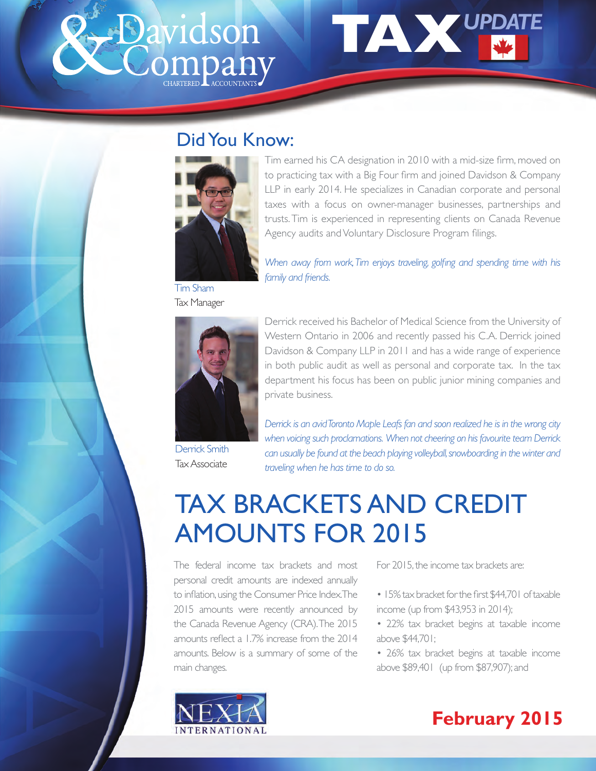# Davidson & Company

CHARTERED ACCOUNTANTS

# TAX UPDATE

## Did You Know:

Tim earned his CA designation in 2010 with a mid-size firm, moved on to practicing tax with a Big Four firm and joined Davidson & Company LLP in early 2014. He specializes in Canadian corporate and personal taxes with a focus on owner-manager businesses, partnerships and trusts. Tim is experienced in representing clients on Canada Revenue Agency audits and Voluntary Disclosure Program filings.

*When away from work, Tim enjoys traveling, golfing and spending time with his family and friends.*

Tim Sham
Tax Manager

Derrick received his Bachelor of Medical Science from the University of Western Ontario in 2006 and recently passed his C.A. Derrick joined Davidson & Company LLP in 2011 and has a wide range of experience in both public audit as well as personal and corporate tax. In the tax department his focus has been on public junior mining companies and private business.

*Derrick is an avid Toronto Maple Leafs fan and soon realized he is in the wrong city when voicing such proclamations. When not cheering on his favourite team Derrick can usually be found at the beach playing volleyball, snowboarding in the winter and traveling when he has time to do so.*

Derrick Smith
Tax Associate

# TAX BRACKETS AND CREDIT AMOUNTS FOR 2015

The federal income tax brackets and most personal credit amounts are indexed annually to inflation, using the Consumer Price Index. The 2015 amounts were recently announced by the Canada Revenue Agency (CRA). The 2015 amounts reflect a 1.7% increase from the 2014 amounts. Below is a summary of some of the main changes.

For 2015, the income tax brackets are:

- 15% tax bracket for the first $44,701 of taxable income (up from $43,953 in 2014);
- 22% tax bracket begins at taxable income above $44,701;
- 26% tax bracket begins at taxable income above $89,401 (up from $87,907); and

NEXIA INTERNATIONAL

**February 2015**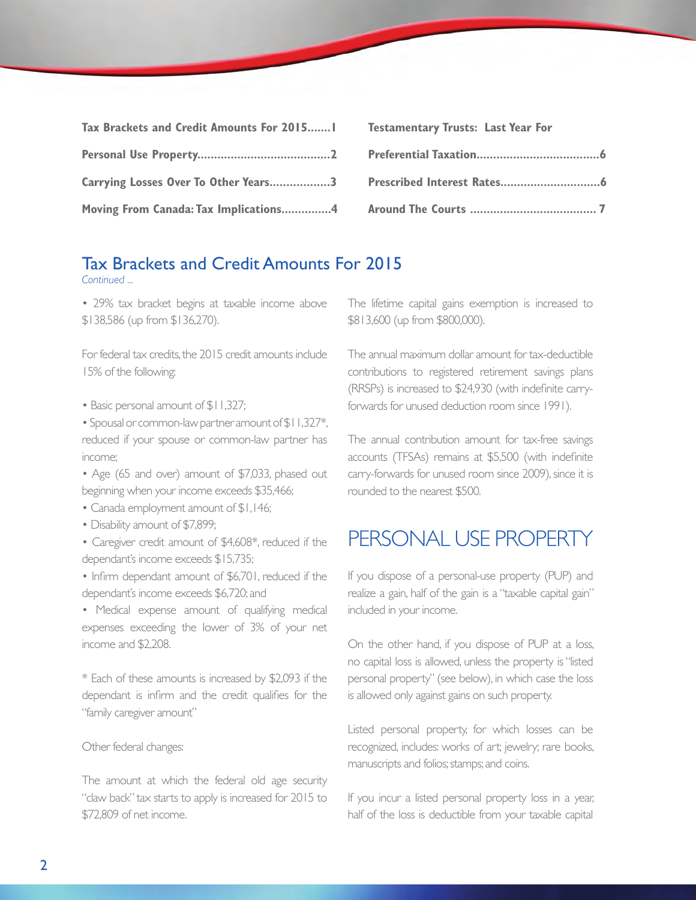| | |
|---|---|
| **Tax Brackets and Credit Amounts For 2015.......1** | **Testamentary Trusts: Last Year For** |
| **Personal Use Property........................................2** | **Preferential Taxation.....................................6** |
| **Carrying Losses Over To Other Years..................3** | **Prescribed Interest Rates..............................6** |
| **Moving From Canada: Tax Implications...............4** | **Around The Courts ...................................... 7** |

## Tax Brackets and Credit Amounts For 2015

*Continued ...*

• 29% tax bracket begins at taxable income above $138,586 (up from $136,270).

For federal tax credits, the 2015 credit amounts include 15% of the following:

• Basic personal amount of $11,327;
• Spousal or common-law partner amount of $11,327*, reduced if your spouse or common-law partner has income;
• Age (65 and over) amount of $7,033, phased out beginning when your income exceeds $35,466;
• Canada employment amount of $1,146;
• Disability amount of $7,899;
• Caregiver credit amount of $4,608*, reduced if the dependant's income exceeds $15,735;
• Infirm dependant amount of $6,701, reduced if the dependant's income exceeds $6,720; and
• Medical expense amount of qualifying medical expenses exceeding the lower of 3% of your net income and $2,208.

* Each of these amounts is increased by $2,093 if the dependant is infirm and the credit qualifies for the "family caregiver amount"

Other federal changes:

The amount at which the federal old age security "claw back" tax starts to apply is increased for 2015 to $72,809 of net income.

The lifetime capital gains exemption is increased to $813,600 (up from $800,000).

The annual maximum dollar amount for tax-deductible contributions to registered retirement savings plans (RRSPs) is increased to $24,930 (with indefinite carry-forwards for unused deduction room since 1991).

The annual contribution amount for tax-free savings accounts (TFSAs) remains at $5,500 (with indefinite carry-forwards for unused room since 2009), since it is rounded to the nearest $500.

## PERSONAL USE PROPERTY

If you dispose of a personal-use property (PUP) and realize a gain, half of the gain is a "taxable capital gain" included in your income.

On the other hand, if you dispose of PUP at a loss, no capital loss is allowed, unless the property is "listed personal property" (see below), in which case the loss is allowed only against gains on such property.

Listed personal property, for which losses can be recognized, includes: works of art; jewelry; rare books, manuscripts and folios; stamps; and coins.

If you incur a listed personal property loss in a year, half of the loss is deductible from your taxable capital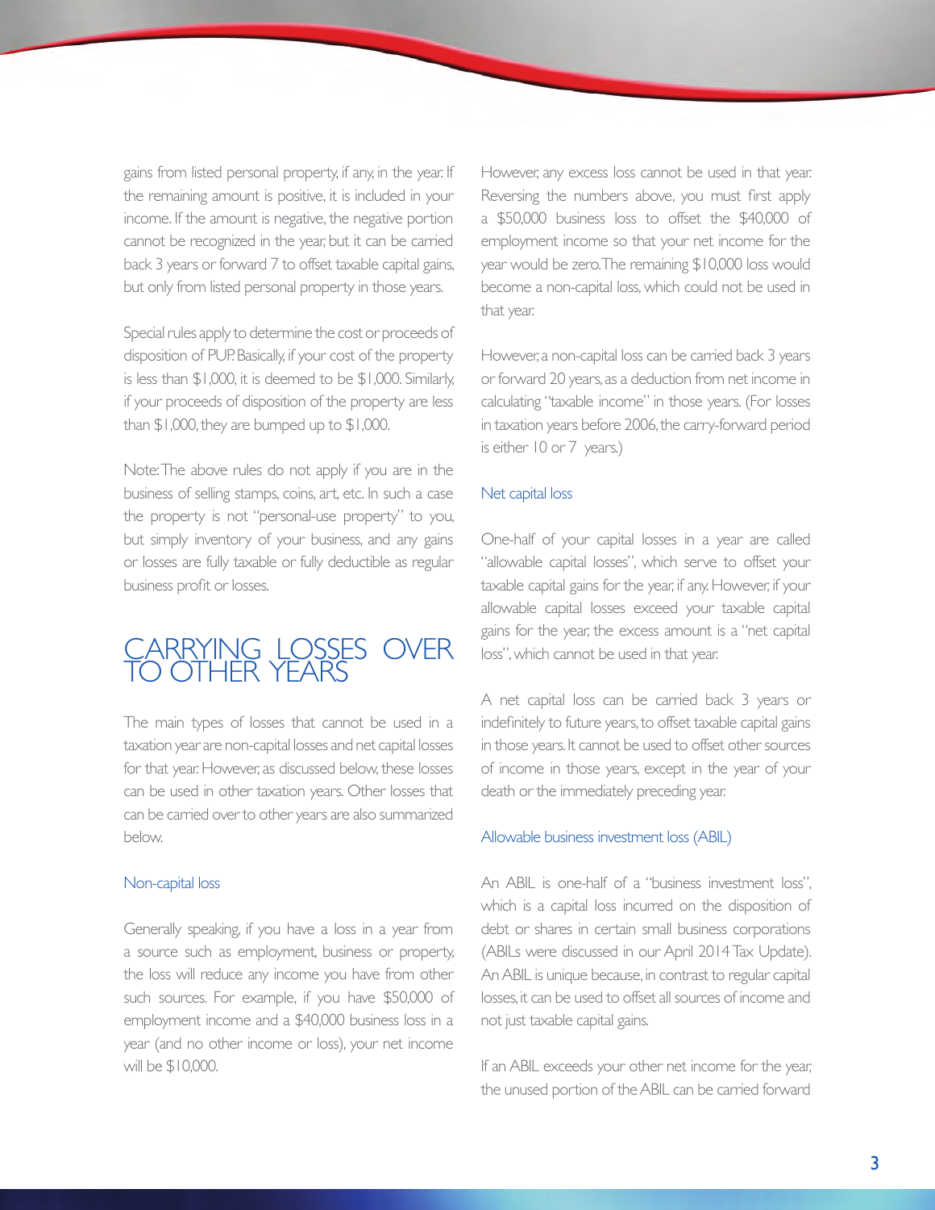gains from listed personal property, if any, in the year. If the remaining amount is positive, it is included in your income. If the amount is negative, the negative portion cannot be recognized in the year, but it can be carried back 3 years or forward 7 to offset taxable capital gains, but only from listed personal property in those years.

Special rules apply to determine the cost or proceeds of disposition of PUP. Basically, if your cost of the property is less than $1,000, it is deemed to be $1,000. Similarly, if your proceeds of disposition of the property are less than $1,000, they are bumped up to $1,000.

Note: The above rules do not apply if you are in the business of selling stamps, coins, art, etc. In such a case the property is not "personal-use property" to you, but simply inventory of your business, and any gains or losses are fully taxable or fully deductible as regular business profit or losses.

## CARRYING LOSSES OVER TO OTHER YEARS

The main types of losses that cannot be used in a taxation year are non-capital losses and net capital losses for that year. However, as discussed below, these losses can be used in other taxation years. Other losses that can be carried over to other years are also summarized below.

### Non-capital loss

Generally speaking, if you have a loss in a year from a source such as employment, business or property, the loss will reduce any income you have from other such sources. For example, if you have $50,000 of employment income and a $40,000 business loss in a year (and no other income or loss), your net income will be $10,000.

However, any excess loss cannot be used in that year. Reversing the numbers above, you must first apply a $50,000 business loss to offset the $40,000 of employment income so that your net income for the year would be zero. The remaining $10,000 loss would become a non-capital loss, which could not be used in that year.

However, a non-capital loss can be carried back 3 years or forward 20 years, as a deduction from net income in calculating "taxable income" in those years. (For losses in taxation years before 2006, the carry-forward period is either 10 or 7 years.)

### Net capital loss

One-half of your capital losses in a year are called "allowable capital losses", which serve to offset your taxable capital gains for the year, if any. However, if your allowable capital losses exceed your taxable capital gains for the year, the excess amount is a "net capital loss", which cannot be used in that year.

A net capital loss can be carried back 3 years or indefinitely to future years, to offset taxable capital gains in those years. It cannot be used to offset other sources of income in those years, except in the year of your death or the immediately preceding year.

### Allowable business investment loss (ABIL)

An ABIL is one-half of a "business investment loss", which is a capital loss incurred on the disposition of debt or shares in certain small business corporations (ABILs were discussed in our April 2014 Tax Update). An ABIL is unique because, in contrast to regular capital losses, it can be used to offset all sources of income and not just taxable capital gains.

If an ABIL exceeds your other net income for the year, the unused portion of the ABIL can be carried forward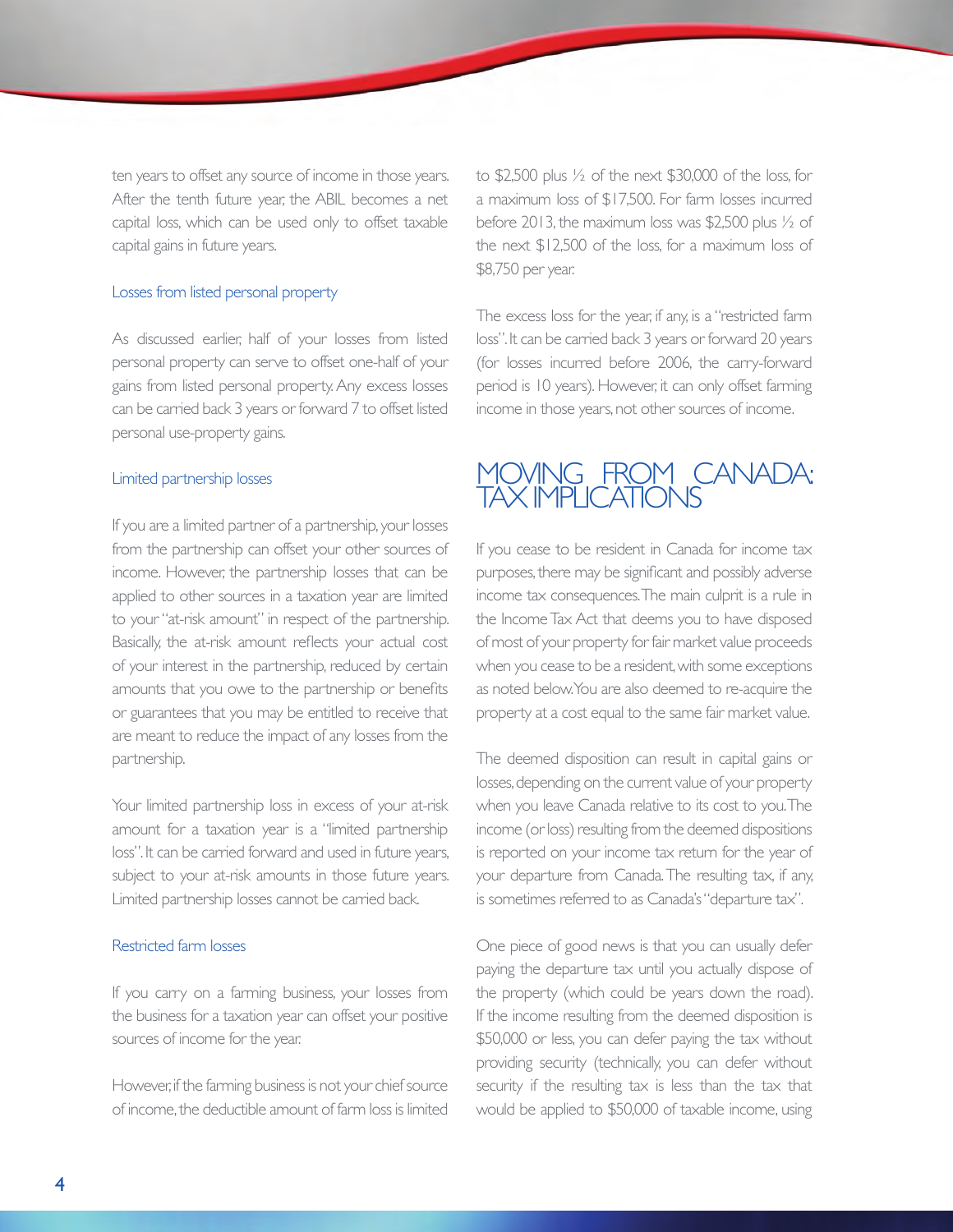ten years to offset any source of income in those years. After the tenth future year, the ABIL becomes a net capital loss, which can be used only to offset taxable capital gains in future years.

### Losses from listed personal property

As discussed earlier, half of your losses from listed personal property can serve to offset one-half of your gains from listed personal property. Any excess losses can be carried back 3 years or forward 7 to offset listed personal use-property gains.

### Limited partnership losses

If you are a limited partner of a partnership, your losses from the partnership can offset your other sources of income. However, the partnership losses that can be applied to other sources in a taxation year are limited to your "at-risk amount" in respect of the partnership. Basically, the at-risk amount reflects your actual cost of your interest in the partnership, reduced by certain amounts that you owe to the partnership or benefits or guarantees that you may be entitled to receive that are meant to reduce the impact of any losses from the partnership.

Your limited partnership loss in excess of your at-risk amount for a taxation year is a "limited partnership loss". It can be carried forward and used in future years, subject to your at-risk amounts in those future years. Limited partnership losses cannot be carried back.

### Restricted farm losses

If you carry on a farming business, your losses from the business for a taxation year can offset your positive sources of income for the year.

However, if the farming business is not your chief source of income, the deductible amount of farm loss is limited to $2,500 plus ½ of the next $30,000 of the loss, for a maximum loss of $17,500. For farm losses incurred before 2013, the maximum loss was $2,500 plus ½ of the next $12,500 of the loss, for a maximum loss of $8,750 per year.

The excess loss for the year, if any, is a "restricted farm loss". It can be carried back 3 years or forward 20 years (for losses incurred before 2006, the carry-forward period is 10 years). However, it can only offset farming income in those years, not other sources of income.

## MOVING FROM CANADA: TAX IMPLICATIONS

If you cease to be resident in Canada for income tax purposes, there may be significant and possibly adverse income tax consequences. The main culprit is a rule in the Income Tax Act that deems you to have disposed of most of your property for fair market value proceeds when you cease to be a resident, with some exceptions as noted below. You are also deemed to re-acquire the property at a cost equal to the same fair market value.

The deemed disposition can result in capital gains or losses, depending on the current value of your property when you leave Canada relative to its cost to you. The income (or loss) resulting from the deemed dispositions is reported on your income tax return for the year of your departure from Canada. The resulting tax, if any, is sometimes referred to as Canada's "departure tax".

One piece of good news is that you can usually defer paying the departure tax until you actually dispose of the property (which could be years down the road). If the income resulting from the deemed disposition is $50,000 or less, you can defer paying the tax without providing security (technically, you can defer without security if the resulting tax is less than the tax that would be applied to $50,000 of taxable income, using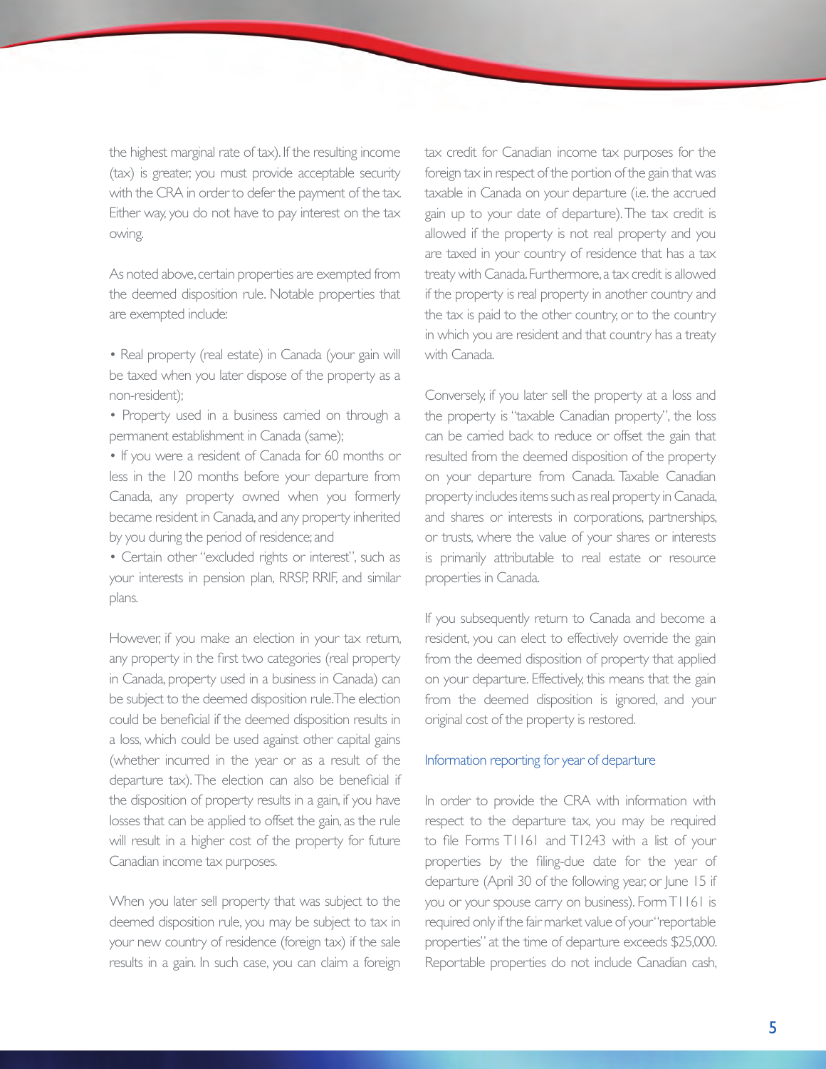the highest marginal rate of tax). If the resulting income (tax) is greater, you must provide acceptable security with the CRA in order to defer the payment of the tax. Either way, you do not have to pay interest on the tax owing.

As noted above, certain properties are exempted from the deemed disposition rule. Notable properties that are exempted include:

- Real property (real estate) in Canada (your gain will be taxed when you later dispose of the property as a non-resident);
- Property used in a business carried on through a permanent establishment in Canada (same);
- If you were a resident of Canada for 60 months or less in the 120 months before your departure from Canada, any property owned when you formerly became resident in Canada, and any property inherited by you during the period of residence; and
- Certain other "excluded rights or interest", such as your interests in pension plan, RRSP, RRIF, and similar plans.

However, if you make an election in your tax return, any property in the first two categories (real property in Canada, property used in a business in Canada) can be subject to the deemed disposition rule. The election could be beneficial if the deemed disposition results in a loss, which could be used against other capital gains (whether incurred in the year or as a result of the departure tax). The election can also be beneficial if the disposition of property results in a gain, if you have losses that can be applied to offset the gain, as the rule will result in a higher cost of the property for future Canadian income tax purposes.

When you later sell property that was subject to the deemed disposition rule, you may be subject to tax in your new country of residence (foreign tax) if the sale results in a gain. In such case, you can claim a foreign tax credit for Canadian income tax purposes for the foreign tax in respect of the portion of the gain that was taxable in Canada on your departure (i.e. the accrued gain up to your date of departure). The tax credit is allowed if the property is not real property and you are taxed in your country of residence that has a tax treaty with Canada. Furthermore, a tax credit is allowed if the property is real property in another country and the tax is paid to the other country, or to the country in which you are resident and that country has a treaty with Canada.

Conversely, if you later sell the property at a loss and the property is "taxable Canadian property", the loss can be carried back to reduce or offset the gain that resulted from the deemed disposition of the property on your departure from Canada. Taxable Canadian property includes items such as real property in Canada, and shares or interests in corporations, partnerships, or trusts, where the value of your shares or interests is primarily attributable to real estate or resource properties in Canada.

If you subsequently return to Canada and become a resident, you can elect to effectively override the gain from the deemed disposition of property that applied on your departure. Effectively, this means that the gain from the deemed disposition is ignored, and your original cost of the property is restored.

### Information reporting for year of departure

In order to provide the CRA with information with respect to the departure tax, you may be required to file Forms T1161 and T1243 with a list of your properties by the filing-due date for the year of departure (April 30 of the following year, or June 15 if you or your spouse carry on business). Form T1161 is required only if the fair market value of your "reportable properties" at the time of departure exceeds $25,000. Reportable properties do not include Canadian cash,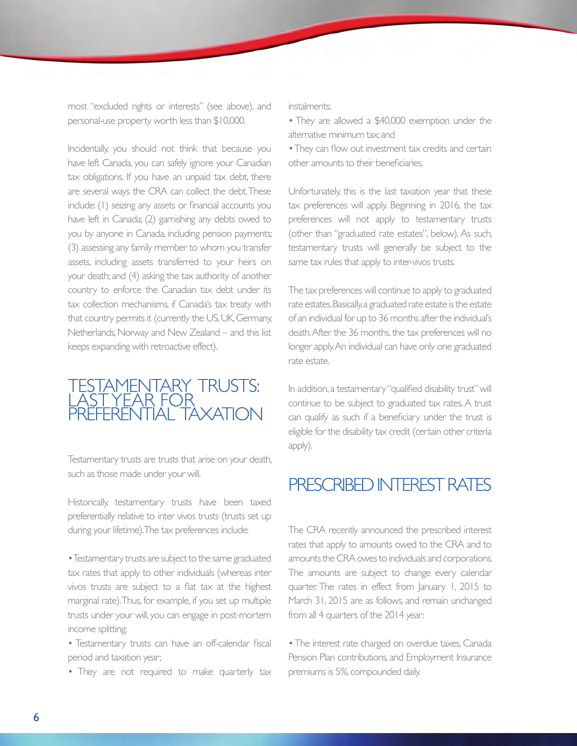most "excluded rights or interests" (see above), and personal-use property worth less than $10,000.

Incidentally, you should not think that because you have left Canada, you can safely ignore your Canadian tax obligations. If you have an unpaid tax debt, there are several ways the CRA can collect the debt. These include: (1) seizing any assets or financial accounts you have left in Canada; (2) garnishing any debts owed to you by anyone in Canada, including pension payments; (3) assessing any family member to whom you transfer assets, including assets transferred to your heirs on your death; and (4) asking the tax authority of another country to enforce the Canadian tax debt under its tax collection mechanisms, if Canada's tax treaty with that country permits it (currently the US, UK, Germany, Netherlands, Norway and New Zealand – and this list keeps expanding with retroactive effect).

## TESTAMENTARY TRUSTS: LAST YEAR FOR PREFERENTIAL TAXATION

Testamentary trusts are trusts that arise on your death, such as those made under your will.

Historically, testamentary trusts have been taxed preferentially relative to inter vivos trusts (trusts set up during your lifetime). The tax preferences include:

- Testamentary trusts are subject to the same graduated tax rates that apply to other individuals (whereas inter vivos trusts are subject to a flat tax at the highest marginal rate). Thus, for example, if you set up multiple trusts under your will, you can engage in post-mortem income splitting;
- Testamentary trusts can have an off-calendar fiscal period and taxation year;
- They are not required to make quarterly tax instalments;
- They are allowed a $40,000 exemption under the alternative minimum tax; and
- They can flow out investment tax credits and certain other amounts to their beneficiaries.

Unfortunately, this is the last taxation year that these tax preferences will apply. Beginning in 2016, the tax preferences will not apply to testamentary trusts (other than "graduated rate estates", below). As such, testamentary trusts will generally be subject to the same tax rules that apply to inter-vivos trusts.

The tax preferences will continue to apply to graduated rate estates. Basically, a graduated rate estate is the estate of an individual for up to 36 months after the individual's death. After the 36 months, the tax preferences will no longer apply. An individual can have only one graduated rate estate.

In addition, a testamentary "qualified disability trust" will continue to be subject to graduated tax rates. A trust can qualify as such if a beneficiary under the trust is eligible for the disability tax credit (certain other criteria apply).

## PRESCRIBED INTEREST RATES

The CRA recently announced the prescribed interest rates that apply to amounts owed to the CRA and to amounts the CRA owes to individuals and corporations. The amounts are subject to change every calendar quarter. The rates in effect from January 1, 2015 to March 31, 2015 are as follows, and remain unchanged from all 4 quarters of the 2014 year:

- The interest rate charged on overdue taxes, Canada Pension Plan contributions, and Employment Insurance premiums is 5%, compounded daily.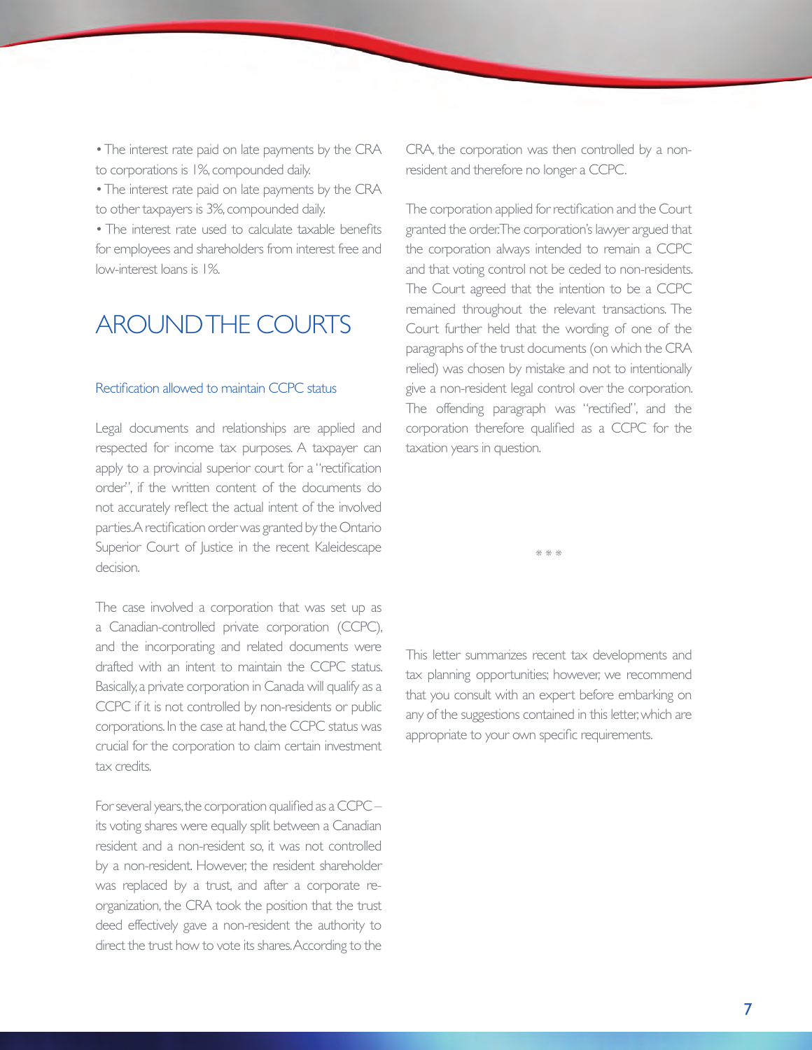- The interest rate paid on late payments by the CRA to corporations is 1%, compounded daily.
- The interest rate paid on late payments by the CRA to other taxpayers is 3%, compounded daily.
- The interest rate used to calculate taxable benefits for employees and shareholders from interest free and low-interest loans is 1%.

## AROUND THE COURTS

### Rectification allowed to maintain CCPC status

Legal documents and relationships are applied and respected for income tax purposes. A taxpayer can apply to a provincial superior court for a "rectification order", if the written content of the documents do not accurately reflect the actual intent of the involved parties. A rectification order was granted by the Ontario Superior Court of Justice in the recent Kaleidescape decision.

The case involved a corporation that was set up as a Canadian-controlled private corporation (CCPC), and the incorporating and related documents were drafted with an intent to maintain the CCPC status. Basically, a private corporation in Canada will qualify as a CCPC if it is not controlled by non-residents or public corporations. In the case at hand, the CCPC status was crucial for the corporation to claim certain investment tax credits.

For several years, the corporation qualified as a CCPC – its voting shares were equally split between a Canadian resident and a non-resident so, it was not controlled by a non-resident. However, the resident shareholder was replaced by a trust, and after a corporate re-organization, the CRA took the position that the trust deed effectively gave a non-resident the authority to direct the trust how to vote its shares. According to the CRA, the corporation was then controlled by a non-resident and therefore no longer a CCPC.

The corporation applied for rectification and the Court granted the order. The corporation's lawyer argued that the corporation always intended to remain a CCPC and that voting control not be ceded to non-residents. The Court agreed that the intention to be a CCPC remained throughout the relevant transactions. The Court further held that the wording of one of the paragraphs of the trust documents (on which the CRA relied) was chosen by mistake and not to intentionally give a non-resident legal control over the corporation. The offending paragraph was "rectified", and the corporation therefore qualified as a CCPC for the taxation years in question.

\* \* \*

This letter summarizes recent tax developments and tax planning opportunities; however, we recommend that you consult with an expert before embarking on any of the suggestions contained in this letter, which are appropriate to your own specific requirements.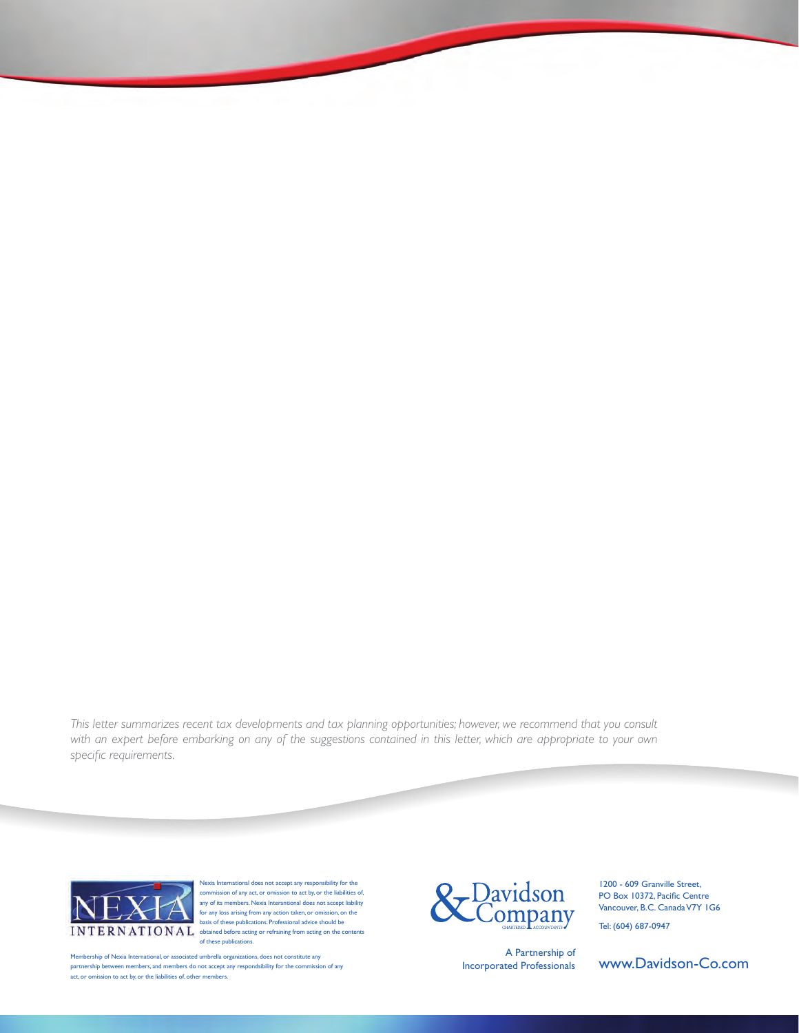*This letter summarizes recent tax developments and tax planning opportunities; however, we recommend that you consult with an expert before embarking on any of the suggestions contained in this letter, which are appropriate to your own specific requirements.*

NEXIA INTERNATIONAL

Nexia International does not accept any responsibility for the commission of any act, or omission to act by, or the liabilities of, any of its members. Nexia Interantional does not accept liability for any loss arising from any action taken, or omission, on the basis of these publications. Professional advice should be obtained before acting or refraining from acting on the contents of these publications.

Membership of Nexia International, or associated umbrella organizations, does not constitute any partnership between members, and members do not accept any respondsibility for the commission of any act, or omission to act by, or the liabilities of, other members.

Davidson & Company
CHARTERED ACCOUNTANTS

A Partnership of
Incorporated Professionals

1200 - 609 Granville Street,
PO Box 10372, Pacific Centre
Vancouver, B.C. Canada V7Y 1G6

Tel: (604) 687-0947

www.Davidson-Co.com